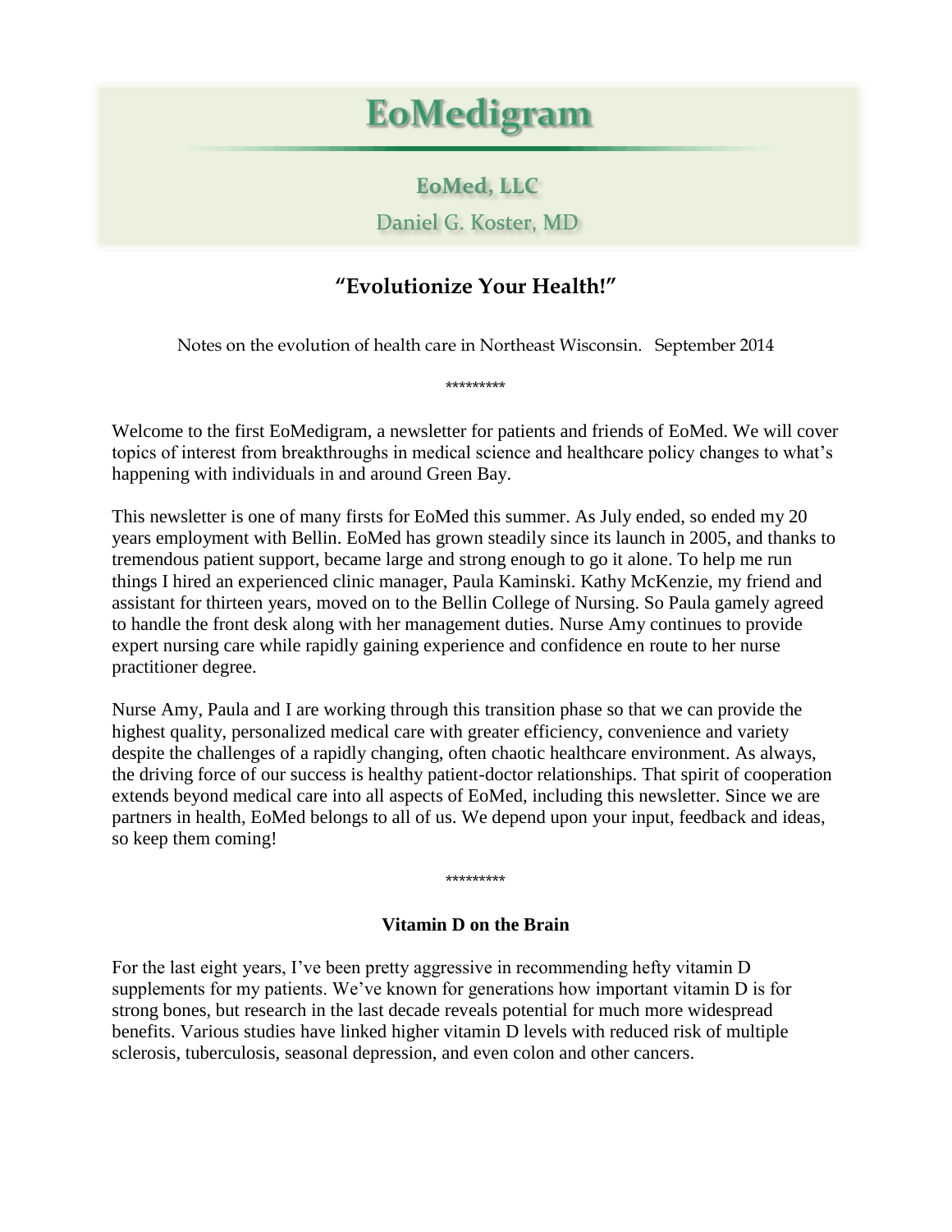# EoMedigram

## EoMed, LLC

Daniel G. Koster, MD

## "Evolutionize Your Health!"

Notes on the evolution of health care in Northeast Wisconsin. September 2014

*********

Welcome to the first EoMedigram, a newsletter for patients and friends of EoMed. We will cover topics of interest from breakthroughs in medical science and healthcare policy changes to what's happening with individuals in and around Green Bay.

This newsletter is one of many firsts for EoMed this summer. As July ended, so ended my 20 years employment with Bellin. EoMed has grown steadily since its launch in 2005, and thanks to tremendous patient support, became large and strong enough to go it alone. To help me run things I hired an experienced clinic manager, Paula Kaminski. Kathy McKenzie, my friend and assistant for thirteen years, moved on to the Bellin College of Nursing. So Paula gamely agreed to handle the front desk along with her management duties. Nurse Amy continues to provide expert nursing care while rapidly gaining experience and confidence en route to her nurse practitioner degree.

Nurse Amy, Paula and I are working through this transition phase so that we can provide the highest quality, personalized medical care with greater efficiency, convenience and variety despite the challenges of a rapidly changing, often chaotic healthcare environment. As always, the driving force of our success is healthy patient-doctor relationships. That spirit of cooperation extends beyond medical care into all aspects of EoMed, including this newsletter. Since we are partners in health, EoMed belongs to all of us. We depend upon your input, feedback and ideas, so keep them coming!

*********

### Vitamin D on the Brain

For the last eight years, I've been pretty aggressive in recommending hefty vitamin D supplements for my patients. We've known for generations how important vitamin D is for strong bones, but research in the last decade reveals potential for much more widespread benefits. Various studies have linked higher vitamin D levels with reduced risk of multiple sclerosis, tuberculosis, seasonal depression, and even colon and other cancers.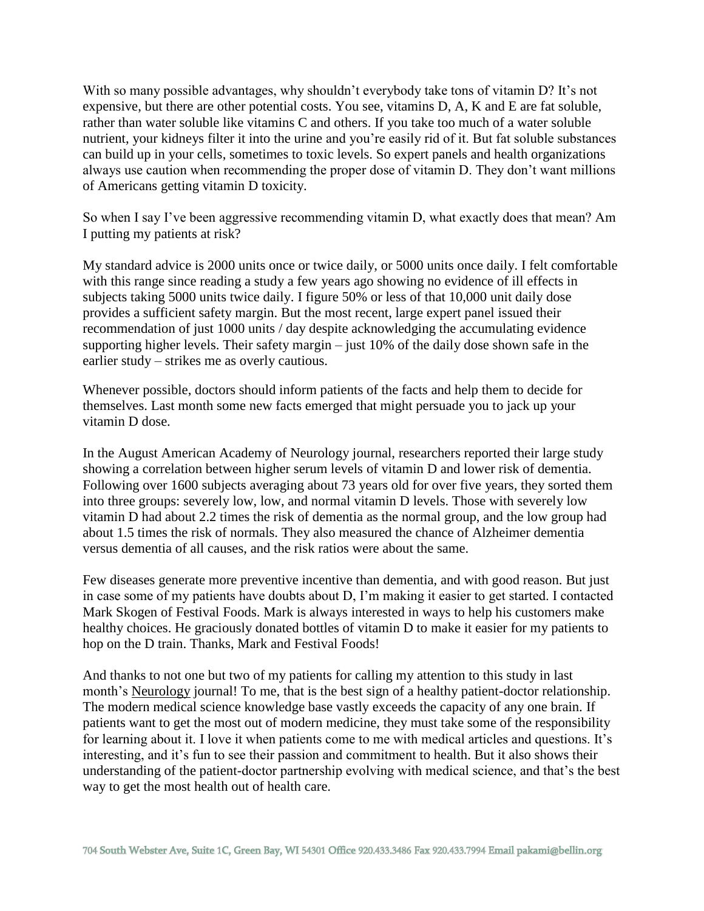With so many possible advantages, why shouldn't everybody take tons of vitamin D? It's not expensive, but there are other potential costs. You see, vitamins D, A, K and E are fat soluble, rather than water soluble like vitamins C and others. If you take too much of a water soluble nutrient, your kidneys filter it into the urine and you're easily rid of it. But fat soluble substances can build up in your cells, sometimes to toxic levels. So expert panels and health organizations always use caution when recommending the proper dose of vitamin D. They don't want millions of Americans getting vitamin D toxicity.

So when I say I've been aggressive recommending vitamin D, what exactly does that mean? Am I putting my patients at risk?

My standard advice is 2000 units once or twice daily, or 5000 units once daily. I felt comfortable with this range since reading a study a few years ago showing no evidence of ill effects in subjects taking 5000 units twice daily. I figure 50% or less of that 10,000 unit daily dose provides a sufficient safety margin. But the most recent, large expert panel issued their recommendation of just 1000 units / day despite acknowledging the accumulating evidence supporting higher levels. Their safety margin – just 10% of the daily dose shown safe in the earlier study – strikes me as overly cautious.

Whenever possible, doctors should inform patients of the facts and help them to decide for themselves. Last month some new facts emerged that might persuade you to jack up your vitamin D dose.

In the August American Academy of Neurology journal, researchers reported their large study showing a correlation between higher serum levels of vitamin D and lower risk of dementia. Following over 1600 subjects averaging about 73 years old for over five years, they sorted them into three groups: severely low, low, and normal vitamin D levels. Those with severely low vitamin D had about 2.2 times the risk of dementia as the normal group, and the low group had about 1.5 times the risk of normals. They also measured the chance of Alzheimer dementia versus dementia of all causes, and the risk ratios were about the same.

Few diseases generate more preventive incentive than dementia, and with good reason. But just in case some of my patients have doubts about D, I'm making it easier to get started. I contacted Mark Skogen of Festival Foods. Mark is always interested in ways to help his customers make healthy choices. He graciously donated bottles of vitamin D to make it easier for my patients to hop on the D train. Thanks, Mark and Festival Foods!

And thanks to not one but two of my patients for calling my attention to this study in last month's Neurology journal! To me, that is the best sign of a healthy patient-doctor relationship. The modern medical science knowledge base vastly exceeds the capacity of any one brain. If patients want to get the most out of modern medicine, they must take some of the responsibility for learning about it. I love it when patients come to me with medical articles and questions. It's interesting, and it's fun to see their passion and commitment to health. But it also shows their understanding of the patient-doctor partnership evolving with medical science, and that's the best way to get the most health out of health care.